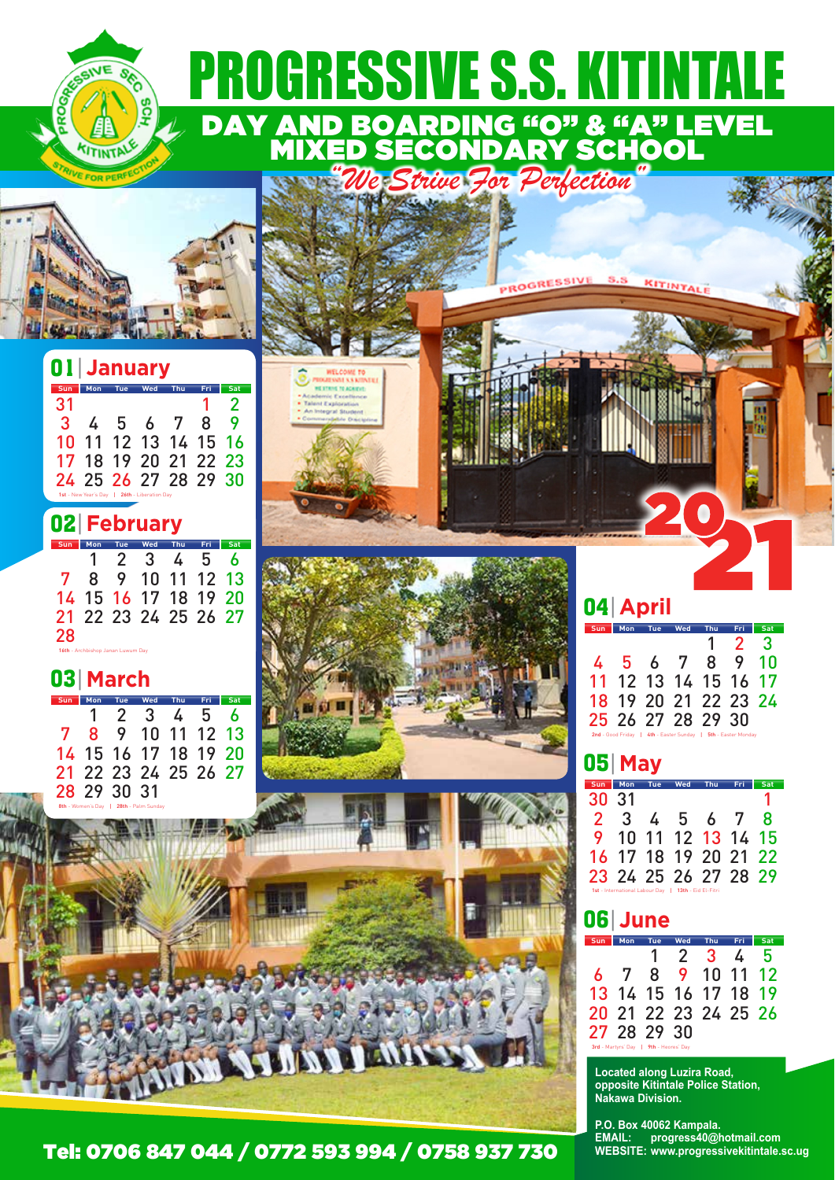# PROGRESSIVE S.S. KITINTALE

## DAY AND BOARDING "O" & "A" LEVEL MIXED SECONDARY SCHOOL

*"We Strive For Perfection"*

# 2021

## 01 | January

| Sun | Mon | Tue | Wed | Thu | Fri | Sat |
|---|---|---|---|---|---|---|
| 31 | | | | | 1 | 2 |
| 3 | 4 | 5 | 6 | 7 | 8 | 9 |
| 10 | 11 | 12 | 13 | 14 | 15 | 16 |
| 17 | 18 | 19 | 20 | 21 | 22 | 23 |
| 24 | 25 | 26 | 27 | 28 | 29 | 30 |

1st - New Year's Day | 26th - Liberation Day

## 02 | February

| Sun | Mon | Tue | Wed | Thu | Fri | Sat |
|---|---|---|---|---|---|---|
| | 1 | 2 | 3 | 4 | 5 | 6 |
| 7 | 8 | 9 | 10 | 11 | 12 | 13 |
| 14 | 15 | 16 | 17 | 18 | 19 | 20 |
| 21 | 22 | 23 | 24 | 25 | 26 | 27 |
| 28 | | | | | | |

16th - Archbishop Janan Luwum Day

## 03 | March

| Sun | Mon | Tue | Wed | Thu | Fri | Sat |
|---|---|---|---|---|---|---|
| | 1 | 2 | 3 | 4 | 5 | 6 |
| 7 | 8 | 9 | 10 | 11 | 12 | 13 |
| 14 | 15 | 16 | 17 | 18 | 19 | 20 |
| 21 | 22 | 23 | 24 | 25 | 26 | 27 |
| 28 | 29 | 30 | 31 | | | |

8th - Women's Day | 28th - Palm Sunday

## 04 | April

| Sun | Mon | Tue | Wed | Thu | Fri | Sat |
|---|---|---|---|---|---|---|
| | | | | 1 | 2 | 3 |
| 4 | 5 | 6 | 7 | 8 | 9 | 10 |
| 11 | 12 | 13 | 14 | 15 | 16 | 17 |
| 18 | 19 | 20 | 21 | 22 | 23 | 24 |
| 25 | 26 | 27 | 28 | 29 | 30 | |

2nd - Good Friday | 4th - Easter Sunday | 5th - Easter Monday

## 05 | May

| Sun | Mon | Tue | Wed | Thu | Fri | Sat |
|---|---|---|---|---|---|---|
| 30 | 31 | | | | | 1 |
| 2 | 3 | 4 | 5 | 6 | 7 | 8 |
| 9 | 10 | 11 | 12 | 13 | 14 | 15 |
| 16 | 17 | 18 | 19 | 20 | 21 | 22 |
| 23 | 24 | 25 | 26 | 27 | 28 | 29 |

1st - International Labour Day | 13th - Eid El-Fitri

## 06 | June

| Sun | Mon | Tue | Wed | Thu | Fri | Sat |
|---|---|---|---|---|---|---|
| | | 1 | 2 | 3 | 4 | 5 |
| 6 | 7 | 8 | 9 | 10 | 11 | 12 |
| 13 | 14 | 15 | 16 | 17 | 18 | 19 |
| 20 | 21 | 22 | 23 | 24 | 25 | 26 |
| 27 | 28 | 29 | 30 | | | |

3rd - Martyrs' Day | 9th - Heroes' Day

**Located along Luzira Road, opposite Kitintale Police Station, Nakawa Division.**

**P.O. Box 40062 Kampala.**
**EMAIL: progress40@hotmail.com**
**WEBSITE: www.progressivekitintale.sc.ug**

**Tel: 0706 847 044 / 0772 593 994 / 0758 937 730**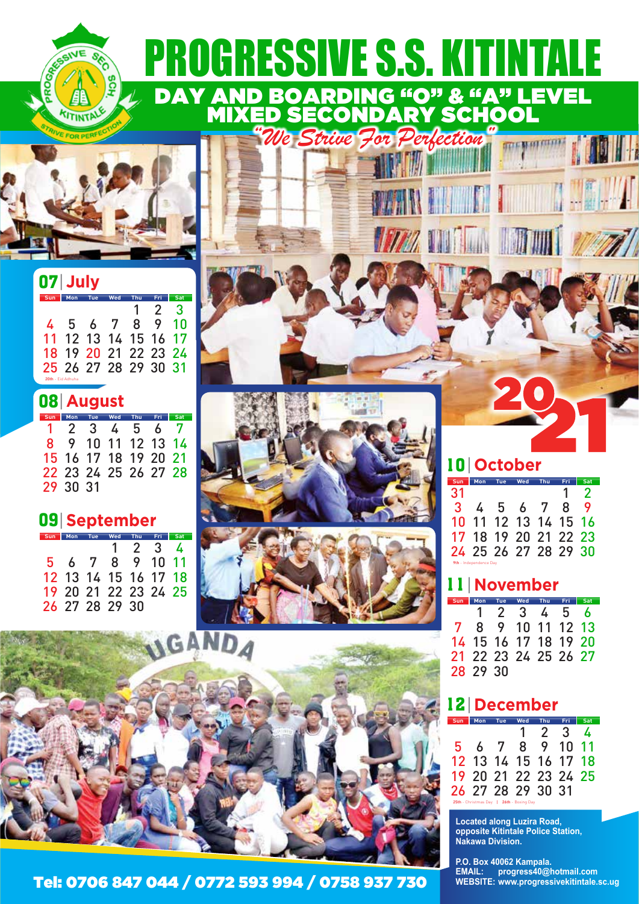# PROGRESSIVE S.S. KITINTALE

## DAY AND BOARDING "O" & "A" LEVEL MIXED SECONDARY SCHOOL

*"We Strive For Perfection"*

PROGRESSIVE SEC SCH. KITINTALE — STRIVE FOR PERFECTION

UGANDA

2021

### 07 | July

| Sun | Mon | Tue | Wed | Thu | Fri | Sat |
|---|---|---|---|---|---|---|
| | | | | 1 | 2 | 3 |
| 4 | 5 | 6 | 7 | 8 | 9 | 10 |
| 11 | 12 | 13 | 14 | 15 | 16 | 17 |
| 18 | 19 | 20 | 21 | 22 | 23 | 24 |
| 25 | 26 | 27 | 28 | 29 | 30 | 31 |

20th - Eid Adhuha

### 08 | August

| Sun | Mon | Tue | Wed | Thu | Fri | Sat |
|---|---|---|---|---|---|---|
| 1 | 2 | 3 | 4 | 5 | 6 | 7 |
| 8 | 9 | 10 | 11 | 12 | 13 | 14 |
| 15 | 16 | 17 | 18 | 19 | 20 | 21 |
| 22 | 23 | 24 | 25 | 26 | 27 | 28 |
| 29 | 30 | 31 | | | | |

### 09 | September

| Sun | Mon | Tue | Wed | Thu | Fri | Sat |
|---|---|---|---|---|---|---|
| | | | 1 | 2 | 3 | 4 |
| 5 | 6 | 7 | 8 | 9 | 10 | 11 |
| 12 | 13 | 14 | 15 | 16 | 17 | 18 |
| 19 | 20 | 21 | 22 | 23 | 24 | 25 |
| 26 | 27 | 28 | 29 | 30 | | |

### 10 | October

| Sun | Mon | Tue | Wed | Thu | Fri | Sat |
|---|---|---|---|---|---|---|
| 31 | | | | | 1 | 2 |
| 3 | 4 | 5 | 6 | 7 | 8 | 9 |
| 10 | 11 | 12 | 13 | 14 | 15 | 16 |
| 17 | 18 | 19 | 20 | 21 | 22 | 23 |
| 24 | 25 | 26 | 27 | 28 | 29 | 30 |

9th - Independence Day

### 11 | November

| Sun | Mon | Tue | Wed | Thu | Fri | Sat |
|---|---|---|---|---|---|---|
| | 1 | 2 | 3 | 4 | 5 | 6 |
| 7 | 8 | 9 | 10 | 11 | 12 | 13 |
| 14 | 15 | 16 | 17 | 18 | 19 | 20 |
| 21 | 22 | 23 | 24 | 25 | 26 | 27 |
| 28 | 29 | 30 | | | | |

### 12 | December

| Sun | Mon | Tue | Wed | Thu | Fri | Sat |
|---|---|---|---|---|---|---|
| | | | 1 | 2 | 3 | 4 |
| 5 | 6 | 7 | 8 | 9 | 10 | 11 |
| 12 | 13 | 14 | 15 | 16 | 17 | 18 |
| 19 | 20 | 21 | 22 | 23 | 24 | 25 |
| 26 | 27 | 28 | 29 | 30 | 31 | |

25th - Christmas Day | 26th - Boxing Day

**Located along Luzira Road, opposite Kitintale Police Station, Nakawa Division.**

**P.O. Box 40062 Kampala.**
**EMAIL: progress40@hotmail.com**
**WEBSITE: www.progressivekitintale.sc.ug**

**Tel: 0706 847 044 / 0772 593 994 / 0758 937 730**